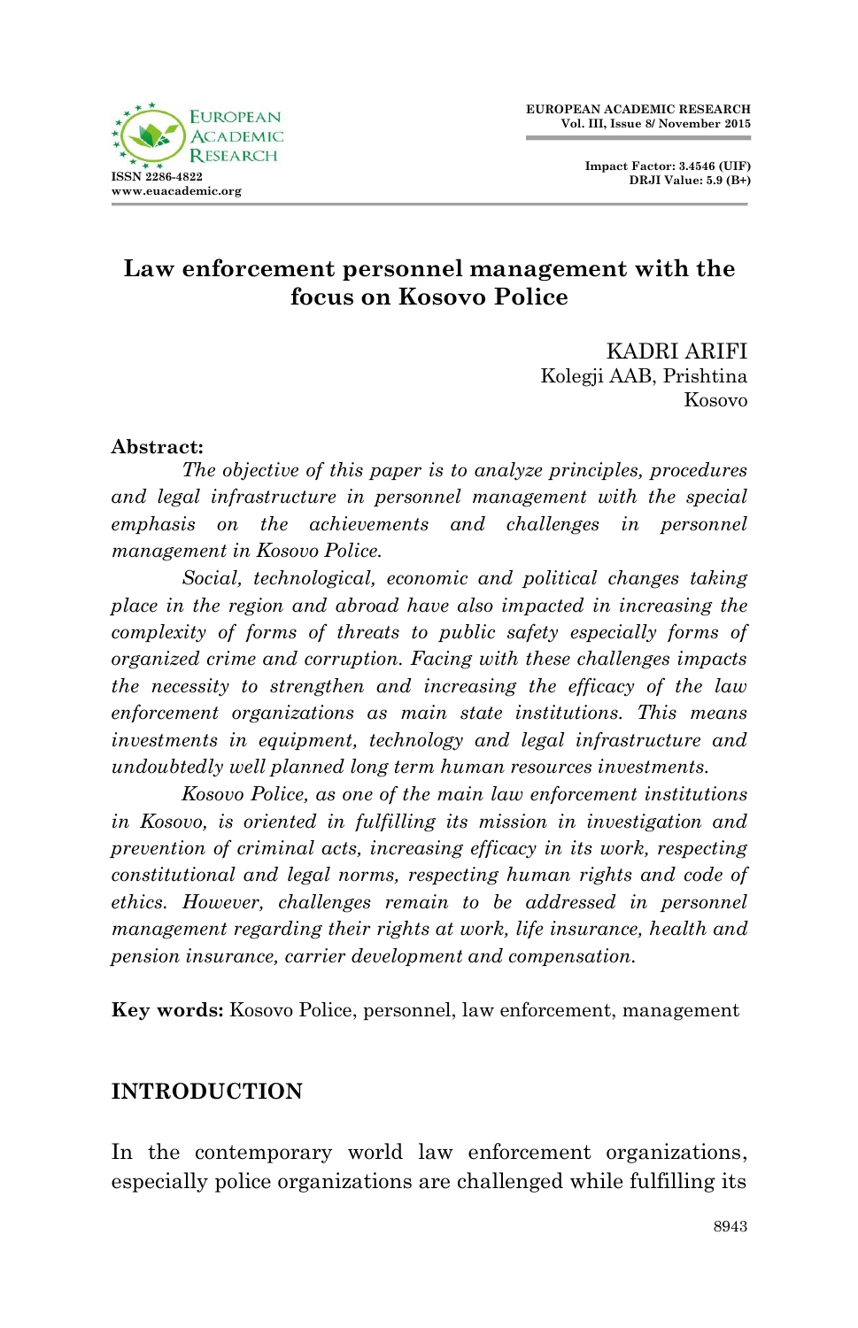# Law enforcement personnel management with the focus on Kosovo Police

KADRI ARIFI
Kolegji AAB, Prishtina
Kosovo

**Abstract:**

*The objective of this paper is to analyze principles, procedures and legal infrastructure in personnel management with the special emphasis on the achievements and challenges in personnel management in Kosovo Police.*

*Social, technological, economic and political changes taking place in the region and abroad have also impacted in increasing the complexity of forms of threats to public safety especially forms of organized crime and corruption. Facing with these challenges impacts the necessity to strengthen and increasing the efficacy of the law enforcement organizations as main state institutions. This means investments in equipment, technology and legal infrastructure and undoubtedly well planned long term human resources investments.*

*Kosovo Police, as one of the main law enforcement institutions in Kosovo, is oriented in fulfilling its mission in investigation and prevention of criminal acts, increasing efficacy in its work, respecting constitutional and legal norms, respecting human rights and code of ethics. However, challenges remain to be addressed in personnel management regarding their rights at work, life insurance, health and pension insurance, carrier development and compensation.*

**Key words:** Kosovo Police, personnel, law enforcement, management

## INTRODUCTION

In the contemporary world law enforcement organizations, especially police organizations are challenged while fulfilling its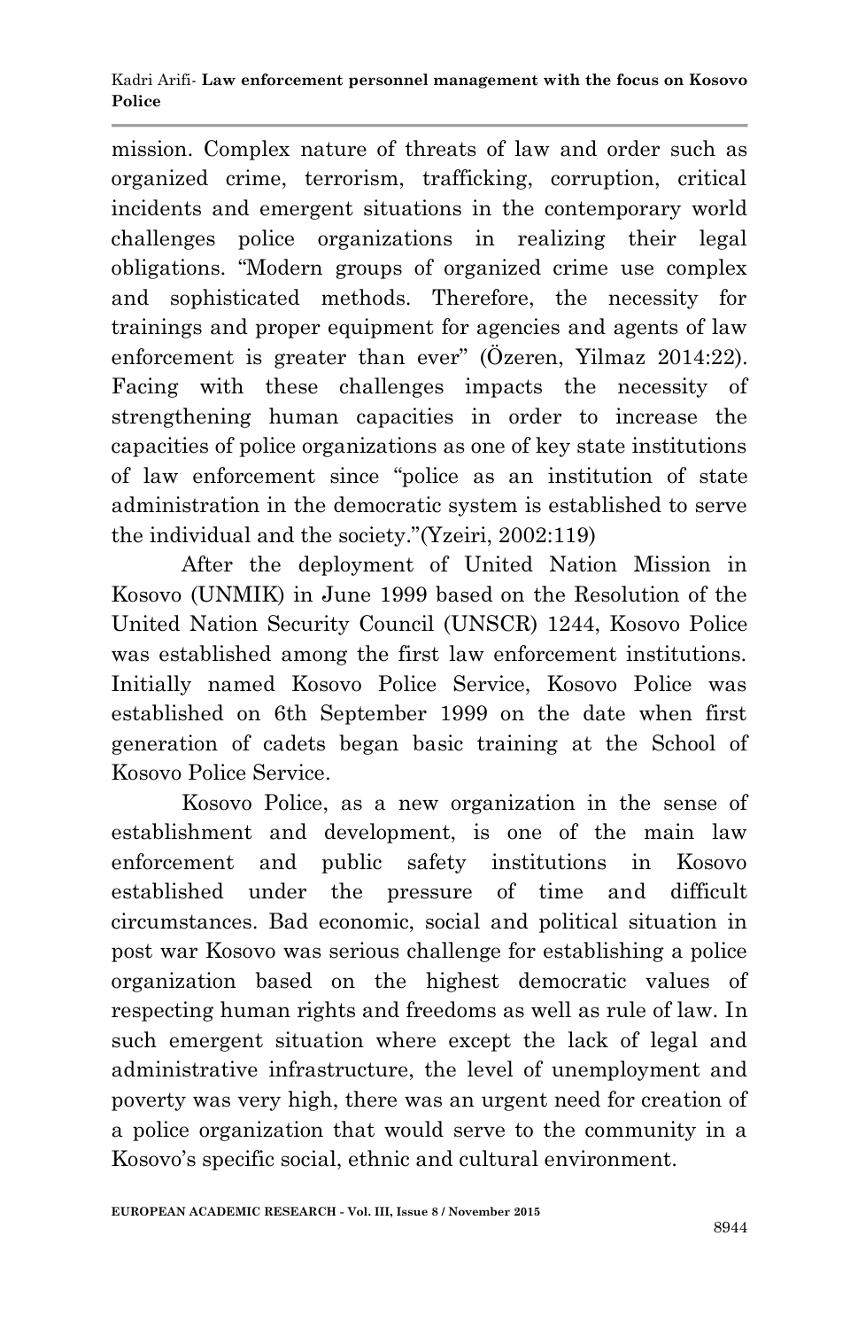mission. Complex nature of threats of law and order such as organized crime, terrorism, trafficking, corruption, critical incidents and emergent situations in the contemporary world challenges police organizations in realizing their legal obligations. "Modern groups of organized crime use complex and sophisticated methods. Therefore, the necessity for trainings and proper equipment for agencies and agents of law enforcement is greater than ever" (Özeren, Yilmaz 2014:22). Facing with these challenges impacts the necessity of strengthening human capacities in order to increase the capacities of police organizations as one of key state institutions of law enforcement since "police as an institution of state administration in the democratic system is established to serve the individual and the society."(Yzeiri, 2002:119)

After the deployment of United Nation Mission in Kosovo (UNMIK) in June 1999 based on the Resolution of the United Nation Security Council (UNSCR) 1244, Kosovo Police was established among the first law enforcement institutions. Initially named Kosovo Police Service, Kosovo Police was established on 6th September 1999 on the date when first generation of cadets began basic training at the School of Kosovo Police Service.

Kosovo Police, as a new organization in the sense of establishment and development, is one of the main law enforcement and public safety institutions in Kosovo established under the pressure of time and difficult circumstances. Bad economic, social and political situation in post war Kosovo was serious challenge for establishing a police organization based on the highest democratic values of respecting human rights and freedoms as well as rule of law. In such emergent situation where except the lack of legal and administrative infrastructure, the level of unemployment and poverty was very high, there was an urgent need for creation of a police organization that would serve to the community in a Kosovo's specific social, ethnic and cultural environment.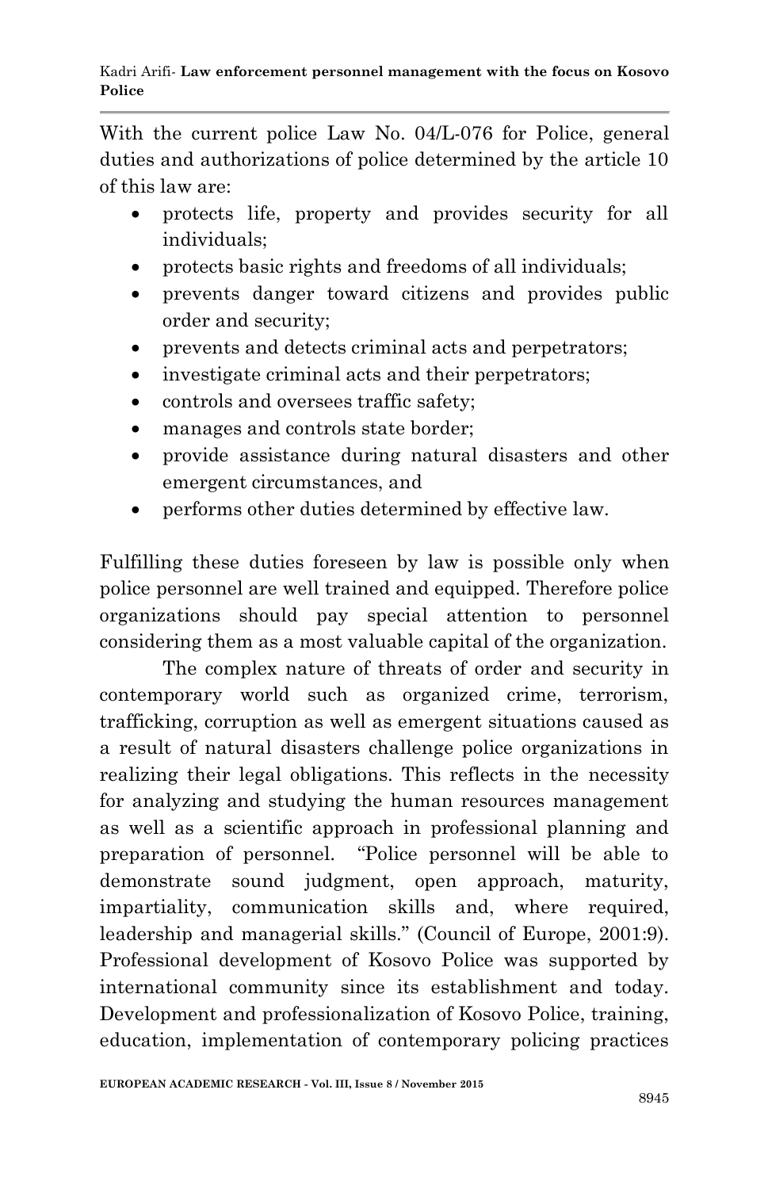With the current police Law No. 04/L-076 for Police, general duties and authorizations of police determined by the article 10 of this law are:

- protects life, property and provides security for all individuals;
- protects basic rights and freedoms of all individuals;
- prevents danger toward citizens and provides public order and security;
- prevents and detects criminal acts and perpetrators;
- investigate criminal acts and their perpetrators;
- controls and oversees traffic safety;
- manages and controls state border;
- provide assistance during natural disasters and other emergent circumstances, and
- performs other duties determined by effective law.

Fulfilling these duties foreseen by law is possible only when police personnel are well trained and equipped. Therefore police organizations should pay special attention to personnel considering them as a most valuable capital of the organization.

The complex nature of threats of order and security in contemporary world such as organized crime, terrorism, trafficking, corruption as well as emergent situations caused as a result of natural disasters challenge police organizations in realizing their legal obligations. This reflects in the necessity for analyzing and studying the human resources management as well as a scientific approach in professional planning and preparation of personnel. "Police personnel will be able to demonstrate sound judgment, open approach, maturity, impartiality, communication skills and, where required, leadership and managerial skills." (Council of Europe, 2001:9). Professional development of Kosovo Police was supported by international community since its establishment and today. Development and professionalization of Kosovo Police, training, education, implementation of contemporary policing practices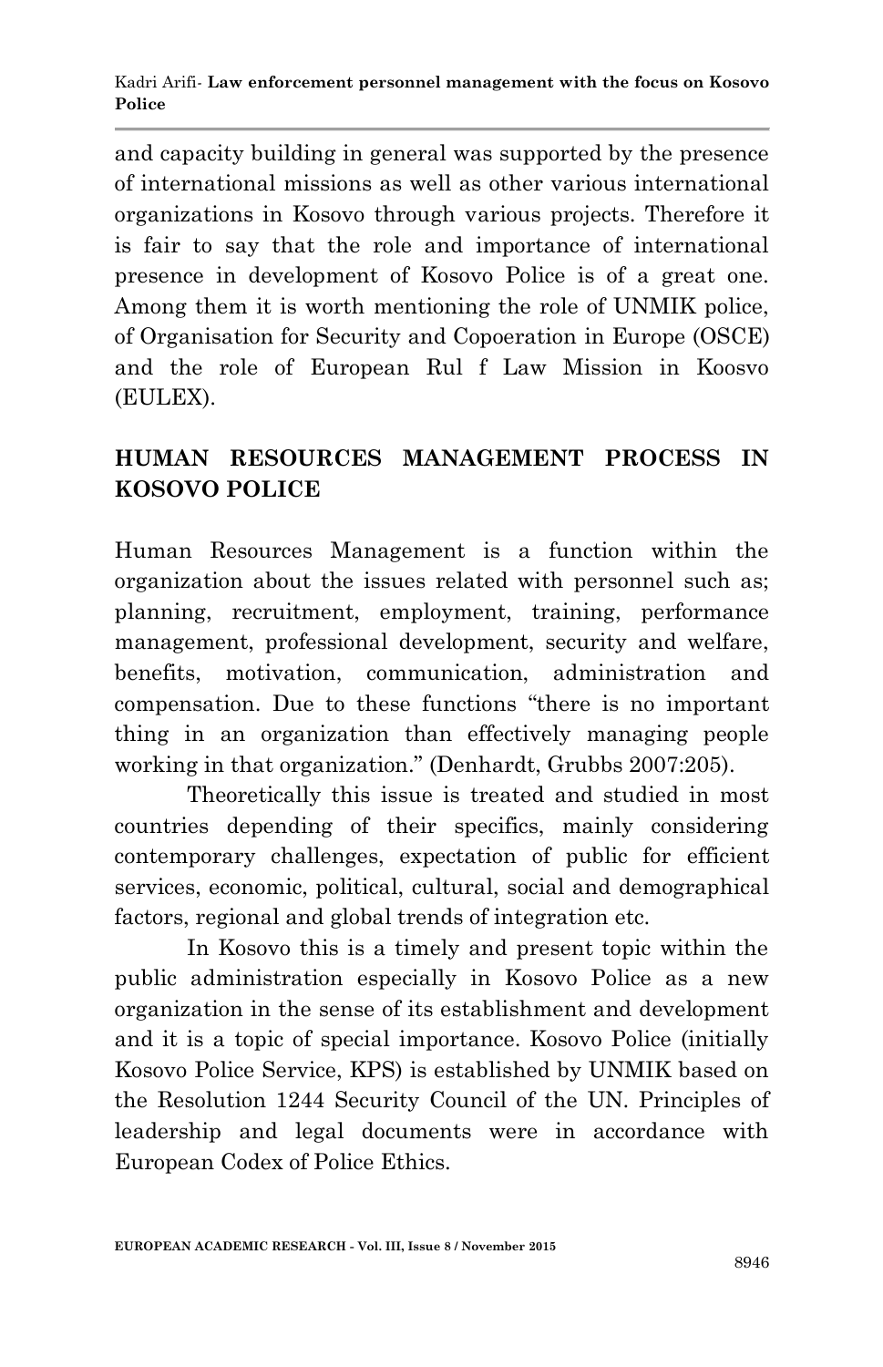and capacity building in general was supported by the presence of international missions as well as other various international organizations in Kosovo through various projects. Therefore it is fair to say that the role and importance of international presence in development of Kosovo Police is of a great one. Among them it is worth mentioning the role of UNMIK police, of Organisation for Security and Copoeration in Europe (OSCE) and the role of European Rul f Law Mission in Koosvo (EULEX).

## HUMAN RESOURCES MANAGEMENT PROCESS IN KOSOVO POLICE

Human Resources Management is a function within the organization about the issues related with personnel such as; planning, recruitment, employment, training, performance management, professional development, security and welfare, benefits, motivation, communication, administration and compensation. Due to these functions "there is no important thing in an organization than effectively managing people working in that organization." (Denhardt, Grubbs 2007:205).

Theoretically this issue is treated and studied in most countries depending of their specifics, mainly considering contemporary challenges, expectation of public for efficient services, economic, political, cultural, social and demographical factors, regional and global trends of integration etc.

In Kosovo this is a timely and present topic within the public administration especially in Kosovo Police as a new organization in the sense of its establishment and development and it is a topic of special importance. Kosovo Police (initially Kosovo Police Service, KPS) is established by UNMIK based on the Resolution 1244 Security Council of the UN. Principles of leadership and legal documents were in accordance with European Codex of Police Ethics.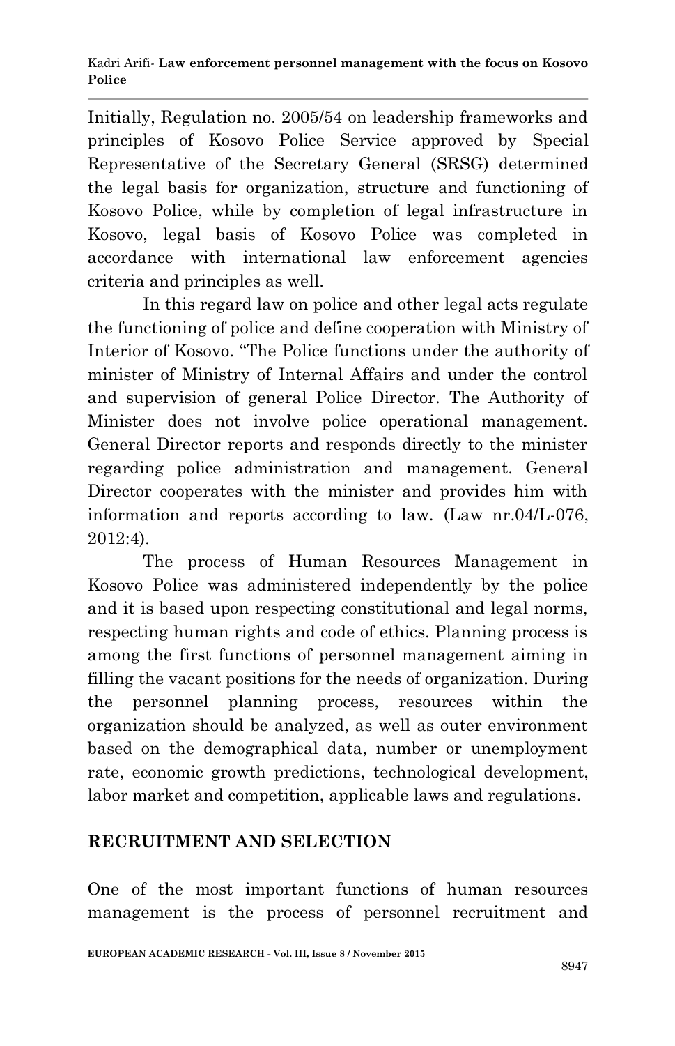Initially, Regulation no. 2005/54 on leadership frameworks and principles of Kosovo Police Service approved by Special Representative of the Secretary General (SRSG) determined the legal basis for organization, structure and functioning of Kosovo Police, while by completion of legal infrastructure in Kosovo, legal basis of Kosovo Police was completed in accordance with international law enforcement agencies criteria and principles as well.

In this regard law on police and other legal acts regulate the functioning of police and define cooperation with Ministry of Interior of Kosovo. "The Police functions under the authority of minister of Ministry of Internal Affairs and under the control and supervision of general Police Director. The Authority of Minister does not involve police operational management. General Director reports and responds directly to the minister regarding police administration and management. General Director cooperates with the minister and provides him with information and reports according to law. (Law nr.04/L-076, 2012:4).

The process of Human Resources Management in Kosovo Police was administered independently by the police and it is based upon respecting constitutional and legal norms, respecting human rights and code of ethics. Planning process is among the first functions of personnel management aiming in filling the vacant positions for the needs of organization. During the personnel planning process, resources within the organization should be analyzed, as well as outer environment based on the demographical data, number or unemployment rate, economic growth predictions, technological development, labor market and competition, applicable laws and regulations.

## RECRUITMENT AND SELECTION

One of the most important functions of human resources management is the process of personnel recruitment and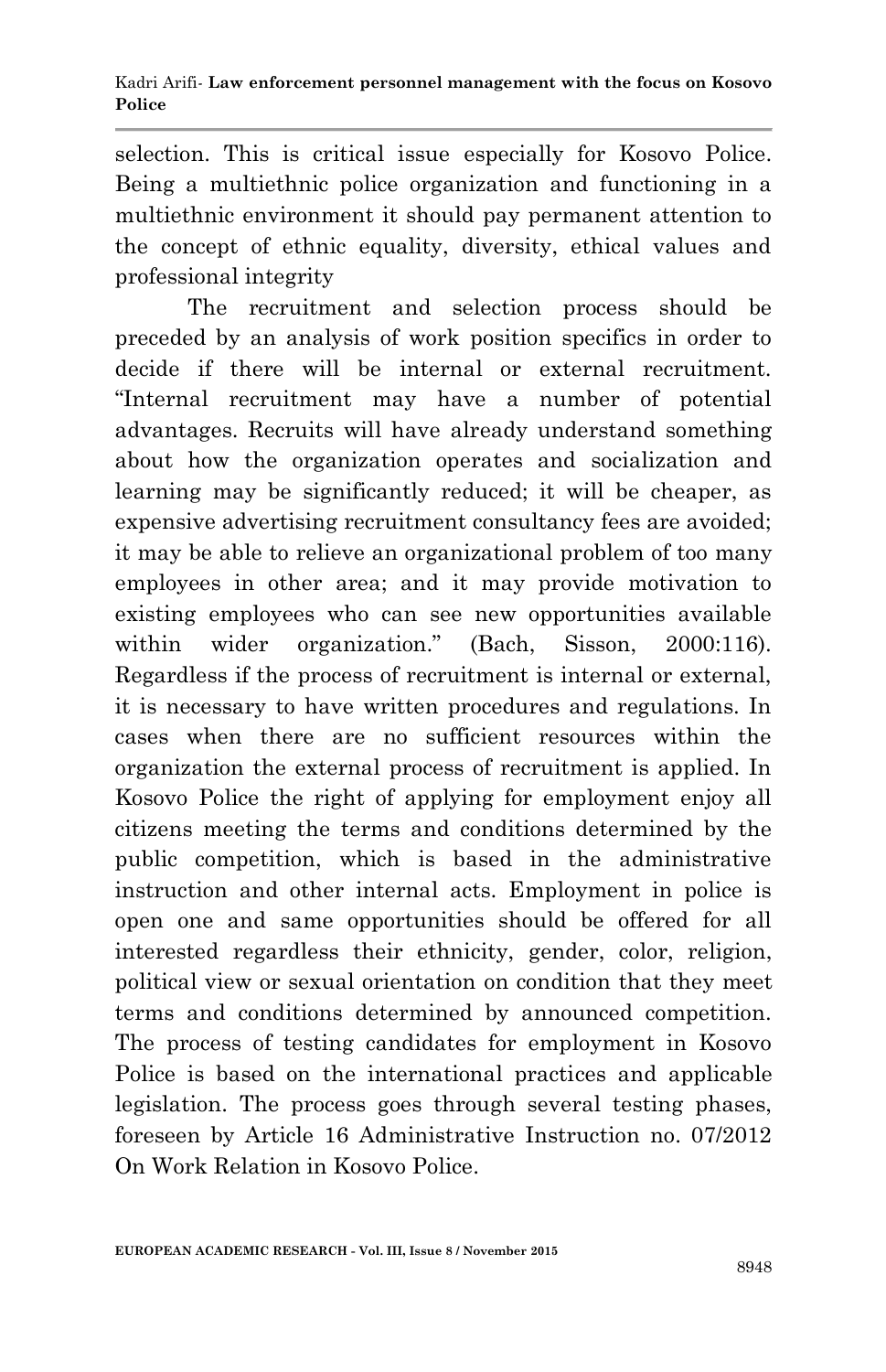selection. This is critical issue especially for Kosovo Police. Being a multiethnic police organization and functioning in a multiethnic environment it should pay permanent attention to the concept of ethnic equality, diversity, ethical values and professional integrity

The recruitment and selection process should be preceded by an analysis of work position specifics in order to decide if there will be internal or external recruitment. "Internal recruitment may have a number of potential advantages. Recruits will have already understand something about how the organization operates and socialization and learning may be significantly reduced; it will be cheaper, as expensive advertising recruitment consultancy fees are avoided; it may be able to relieve an organizational problem of too many employees in other area; and it may provide motivation to existing employees who can see new opportunities available within wider organization." (Bach, Sisson, 2000:116). Regardless if the process of recruitment is internal or external, it is necessary to have written procedures and regulations. In cases when there are no sufficient resources within the organization the external process of recruitment is applied. In Kosovo Police the right of applying for employment enjoy all citizens meeting the terms and conditions determined by the public competition, which is based in the administrative instruction and other internal acts. Employment in police is open one and same opportunities should be offered for all interested regardless their ethnicity, gender, color, religion, political view or sexual orientation on condition that they meet terms and conditions determined by announced competition. The process of testing candidates for employment in Kosovo Police is based on the international practices and applicable legislation. The process goes through several testing phases, foreseen by Article 16 Administrative Instruction no. 07/2012 On Work Relation in Kosovo Police.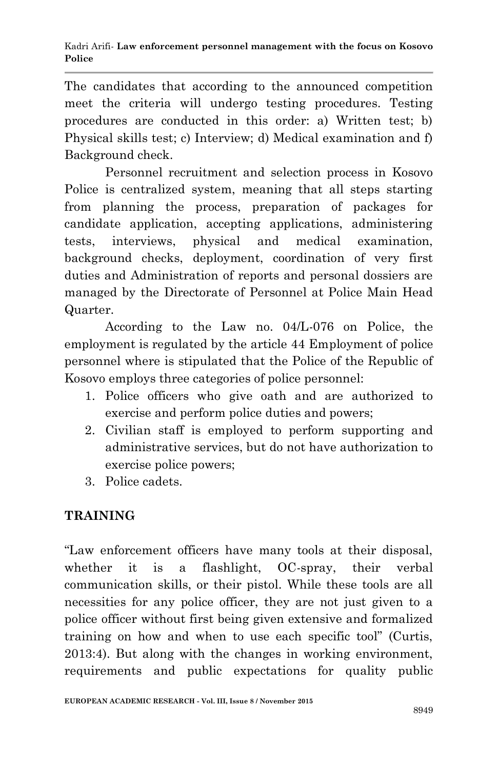The candidates that according to the announced competition meet the criteria will undergo testing procedures. Testing procedures are conducted in this order: a) Written test; b) Physical skills test; c) Interview; d) Medical examination and f) Background check.

Personnel recruitment and selection process in Kosovo Police is centralized system, meaning that all steps starting from planning the process, preparation of packages for candidate application, accepting applications, administering tests, interviews, physical and medical examination, background checks, deployment, coordination of very first duties and Administration of reports and personal dossiers are managed by the Directorate of Personnel at Police Main Head Quarter.

According to the Law no. 04/L-076 on Police, the employment is regulated by the article 44 Employment of police personnel where is stipulated that the Police of the Republic of Kosovo employs three categories of police personnel:

1. Police officers who give oath and are authorized to exercise and perform police duties and powers;
2. Civilian staff is employed to perform supporting and administrative services, but do not have authorization to exercise police powers;
3. Police cadets.

## TRAINING

"Law enforcement officers have many tools at their disposal, whether it is a flashlight, OC-spray, their verbal communication skills, or their pistol. While these tools are all necessities for any police officer, they are not just given to a police officer without first being given extensive and formalized training on how and when to use each specific tool" (Curtis, 2013:4). But along with the changes in working environment, requirements and public expectations for quality public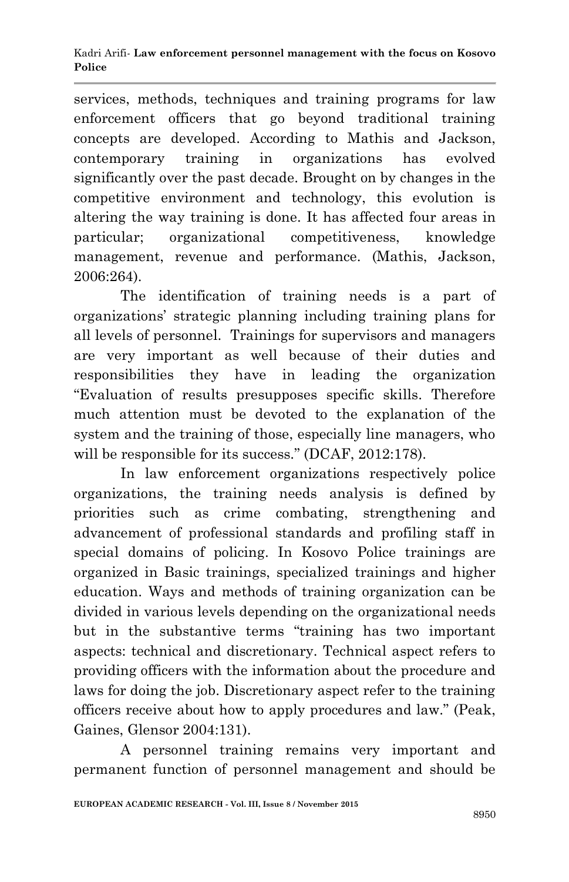services, methods, techniques and training programs for law enforcement officers that go beyond traditional training concepts are developed. According to Mathis and Jackson, contemporary training in organizations has evolved significantly over the past decade. Brought on by changes in the competitive environment and technology, this evolution is altering the way training is done. It has affected four areas in particular; organizational competitiveness, knowledge management, revenue and performance. (Mathis, Jackson, 2006:264).

The identification of training needs is a part of organizations' strategic planning including training plans for all levels of personnel. Trainings for supervisors and managers are very important as well because of their duties and responsibilities they have in leading the organization "Evaluation of results presupposes specific skills. Therefore much attention must be devoted to the explanation of the system and the training of those, especially line managers, who will be responsible for its success." (DCAF, 2012:178).

In law enforcement organizations respectively police organizations, the training needs analysis is defined by priorities such as crime combating, strengthening and advancement of professional standards and profiling staff in special domains of policing. In Kosovo Police trainings are organized in Basic trainings, specialized trainings and higher education. Ways and methods of training organization can be divided in various levels depending on the organizational needs but in the substantive terms "training has two important aspects: technical and discretionary. Technical aspect refers to providing officers with the information about the procedure and laws for doing the job. Discretionary aspect refer to the training officers receive about how to apply procedures and law." (Peak, Gaines, Glensor 2004:131).

A personnel training remains very important and permanent function of personnel management and should be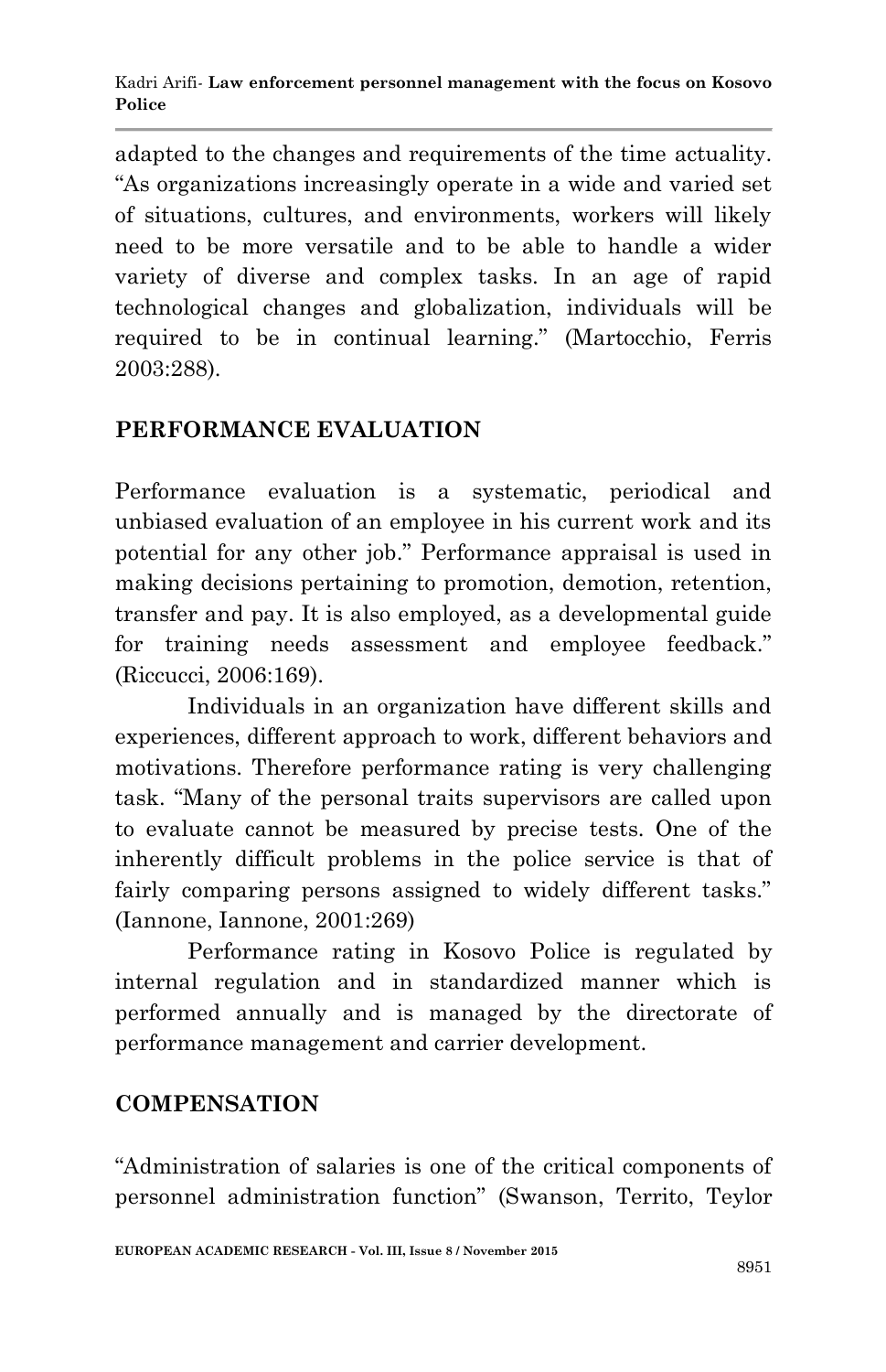adapted to the changes and requirements of the time actuality. "As organizations increasingly operate in a wide and varied set of situations, cultures, and environments, workers will likely need to be more versatile and to be able to handle a wider variety of diverse and complex tasks. In an age of rapid technological changes and globalization, individuals will be required to be in continual learning." (Martocchio, Ferris 2003:288).

## PERFORMANCE EVALUATION

Performance evaluation is a systematic, periodical and unbiased evaluation of an employee in his current work and its potential for any other job." Performance appraisal is used in making decisions pertaining to promotion, demotion, retention, transfer and pay. It is also employed, as a developmental guide for training needs assessment and employee feedback." (Riccucci, 2006:169).

Individuals in an organization have different skills and experiences, different approach to work, different behaviors and motivations. Therefore performance rating is very challenging task. "Many of the personal traits supervisors are called upon to evaluate cannot be measured by precise tests. One of the inherently difficult problems in the police service is that of fairly comparing persons assigned to widely different tasks." (Iannone, Iannone, 2001:269)

Performance rating in Kosovo Police is regulated by internal regulation and in standardized manner which is performed annually and is managed by the directorate of performance management and carrier development.

## COMPENSATION

"Administration of salaries is one of the critical components of personnel administration function" (Swanson, Territo, Teylor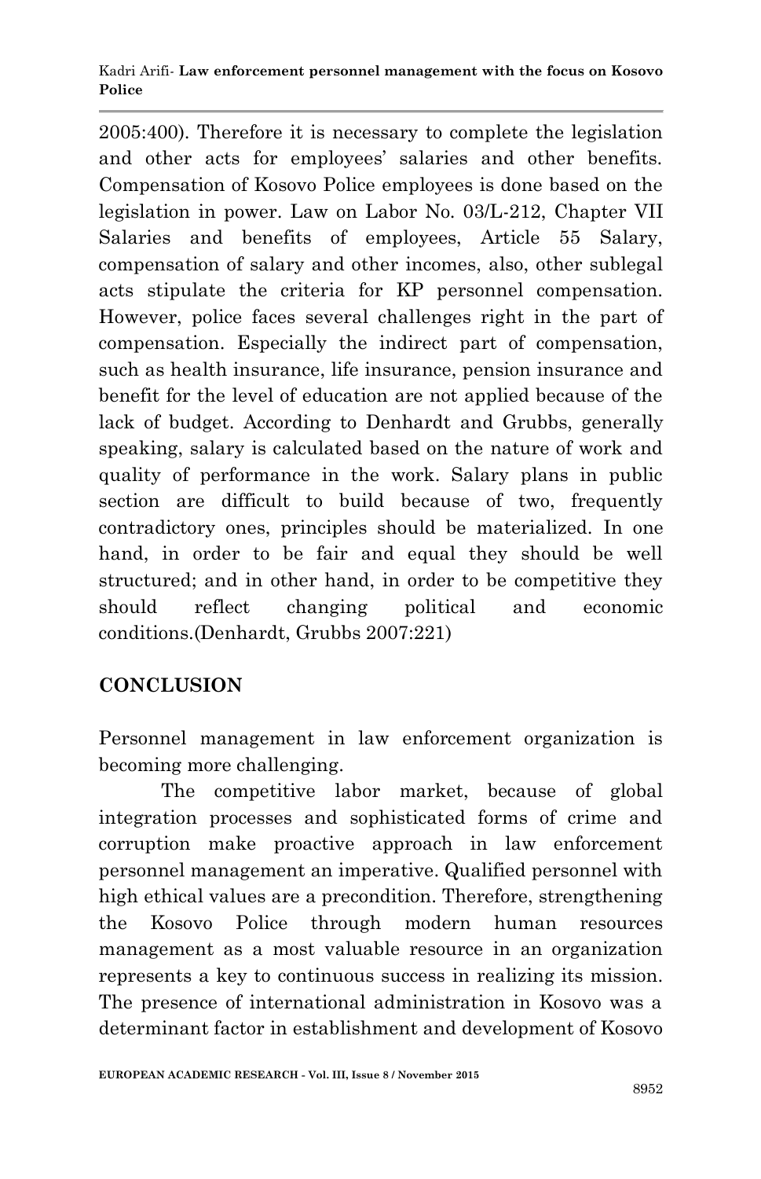2005:400). Therefore it is necessary to complete the legislation and other acts for employees' salaries and other benefits. Compensation of Kosovo Police employees is done based on the legislation in power. Law on Labor No. 03/L-212, Chapter VII Salaries and benefits of employees, Article 55 Salary, compensation of salary and other incomes, also, other sublegal acts stipulate the criteria for KP personnel compensation. However, police faces several challenges right in the part of compensation. Especially the indirect part of compensation, such as health insurance, life insurance, pension insurance and benefit for the level of education are not applied because of the lack of budget. According to Denhardt and Grubbs, generally speaking, salary is calculated based on the nature of work and quality of performance in the work. Salary plans in public section are difficult to build because of two, frequently contradictory ones, principles should be materialized. In one hand, in order to be fair and equal they should be well structured; and in other hand, in order to be competitive they should reflect changing political and economic conditions.(Denhardt, Grubbs 2007:221)

## CONCLUSION

Personnel management in law enforcement organization is becoming more challenging.

The competitive labor market, because of global integration processes and sophisticated forms of crime and corruption make proactive approach in law enforcement personnel management an imperative. Qualified personnel with high ethical values are a precondition. Therefore, strengthening the Kosovo Police through modern human resources management as a most valuable resource in an organization represents a key to continuous success in realizing its mission. The presence of international administration in Kosovo was a determinant factor in establishment and development of Kosovo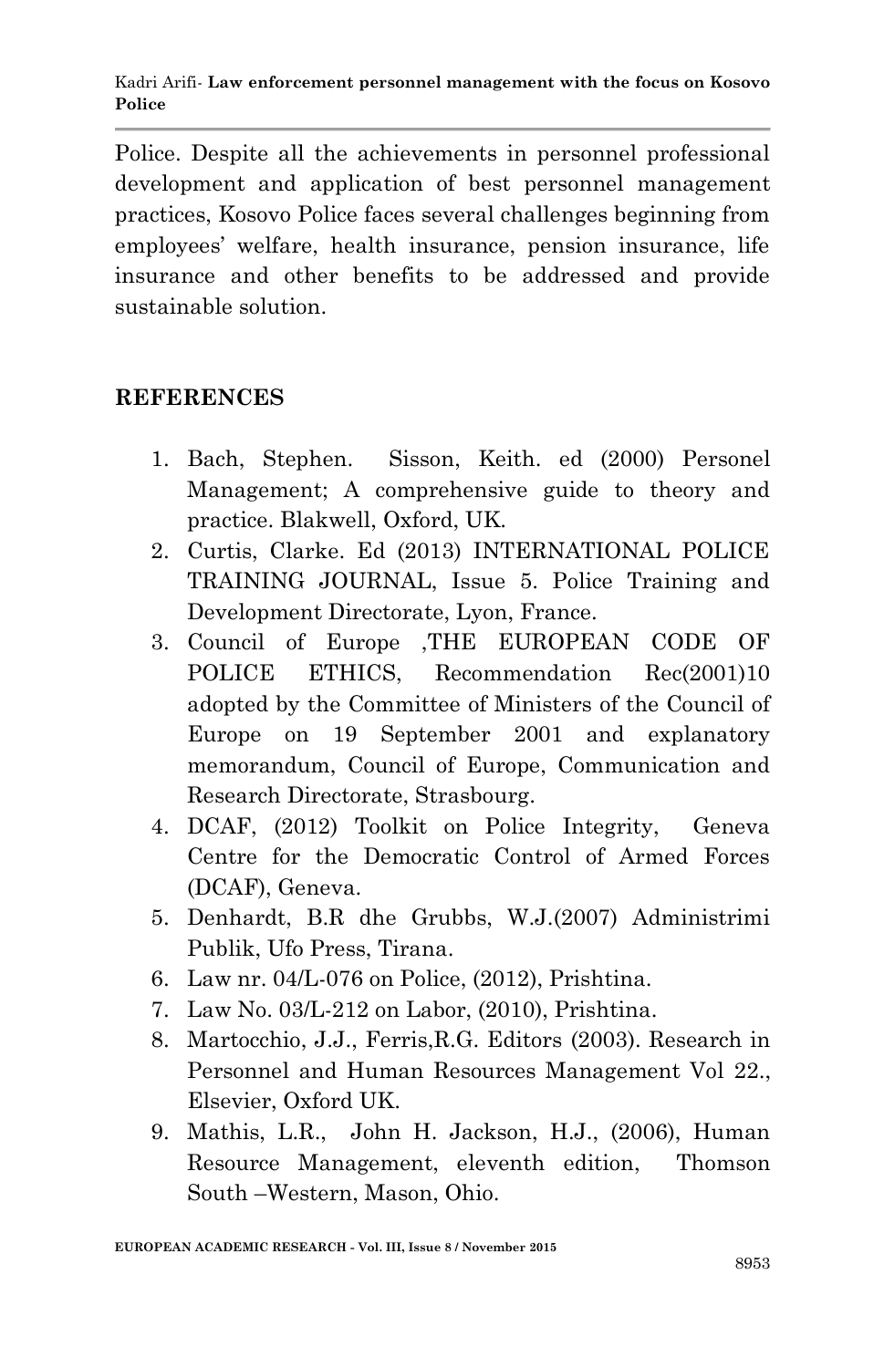Police. Despite all the achievements in personnel professional development and application of best personnel management practices, Kosovo Police faces several challenges beginning from employees' welfare, health insurance, pension insurance, life insurance and other benefits to be addressed and provide sustainable solution.

## REFERENCES

1. Bach, Stephen. Sisson, Keith. ed (2000) Personel Management; A comprehensive guide to theory and practice. Blakwell, Oxford, UK.
2. Curtis, Clarke. Ed (2013) INTERNATIONAL POLICE TRAINING JOURNAL, Issue 5. Police Training and Development Directorate, Lyon, France.
3. Council of Europe ,THE EUROPEAN CODE OF POLICE ETHICS, Recommendation Rec(2001)10 adopted by the Committee of Ministers of the Council of Europe on 19 September 2001 and explanatory memorandum, Council of Europe, Communication and Research Directorate, Strasbourg.
4. DCAF, (2012) Toolkit on Police Integrity, Geneva Centre for the Democratic Control of Armed Forces (DCAF), Geneva.
5. Denhardt, B.R dhe Grubbs, W.J.(2007) Administrimi Publik, Ufo Press, Tirana.
6. Law nr. 04/L-076 on Police, (2012), Prishtina.
7. Law No. 03/L-212 on Labor, (2010), Prishtina.
8. Martocchio, J.J., Ferris,R.G. Editors (2003). Research in Personnel and Human Resources Management Vol 22., Elsevier, Oxford UK.
9. Mathis, L.R., John H. Jackson, H.J., (2006), Human Resource Management, eleventh edition, Thomson South –Western, Mason, Ohio.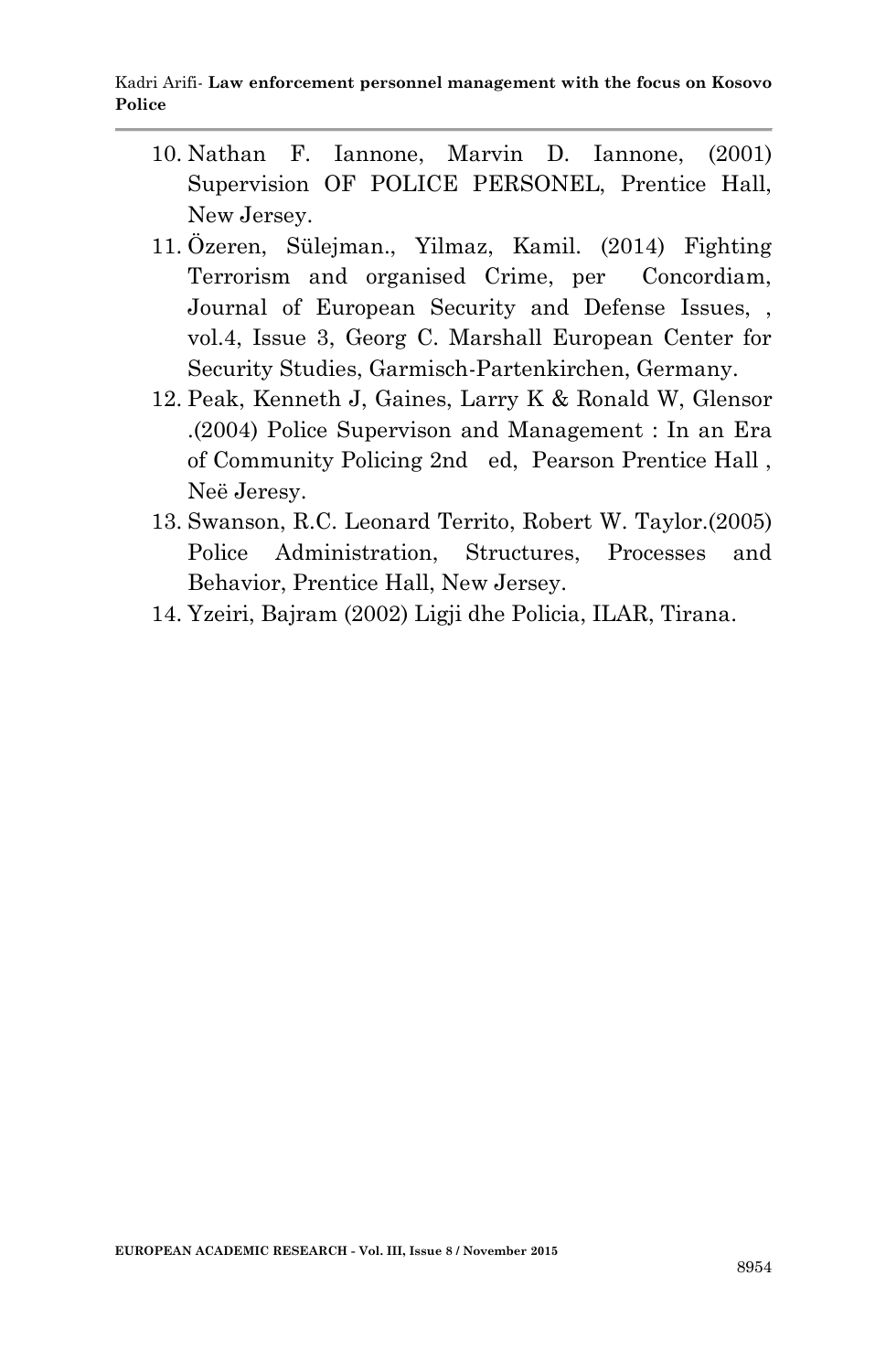10. Nathan F. Iannone, Marvin D. Iannone, (2001) Supervision OF POLICE PERSONEL, Prentice Hall, New Jersey.
11. Özeren, Sülejman., Yilmaz, Kamil. (2014) Fighting Terrorism and organised Crime, per Concordiam, Journal of European Security and Defense Issues, , vol.4, Issue 3, Georg C. Marshall European Center for Security Studies, Garmisch-Partenkirchen, Germany.
12. Peak, Kenneth J, Gaines, Larry K & Ronald W, Glensor .(2004) Police Supervison and Management : In an Era of Community Policing 2nd ed, Pearson Prentice Hall , Neë Jeresy.
13. Swanson, R.C. Leonard Territo, Robert W. Taylor.(2005) Police Administration, Structures, Processes and Behavior, Prentice Hall, New Jersey.
14. Yzeiri, Bajram (2002) Ligji dhe Policia, ILAR, Tirana.